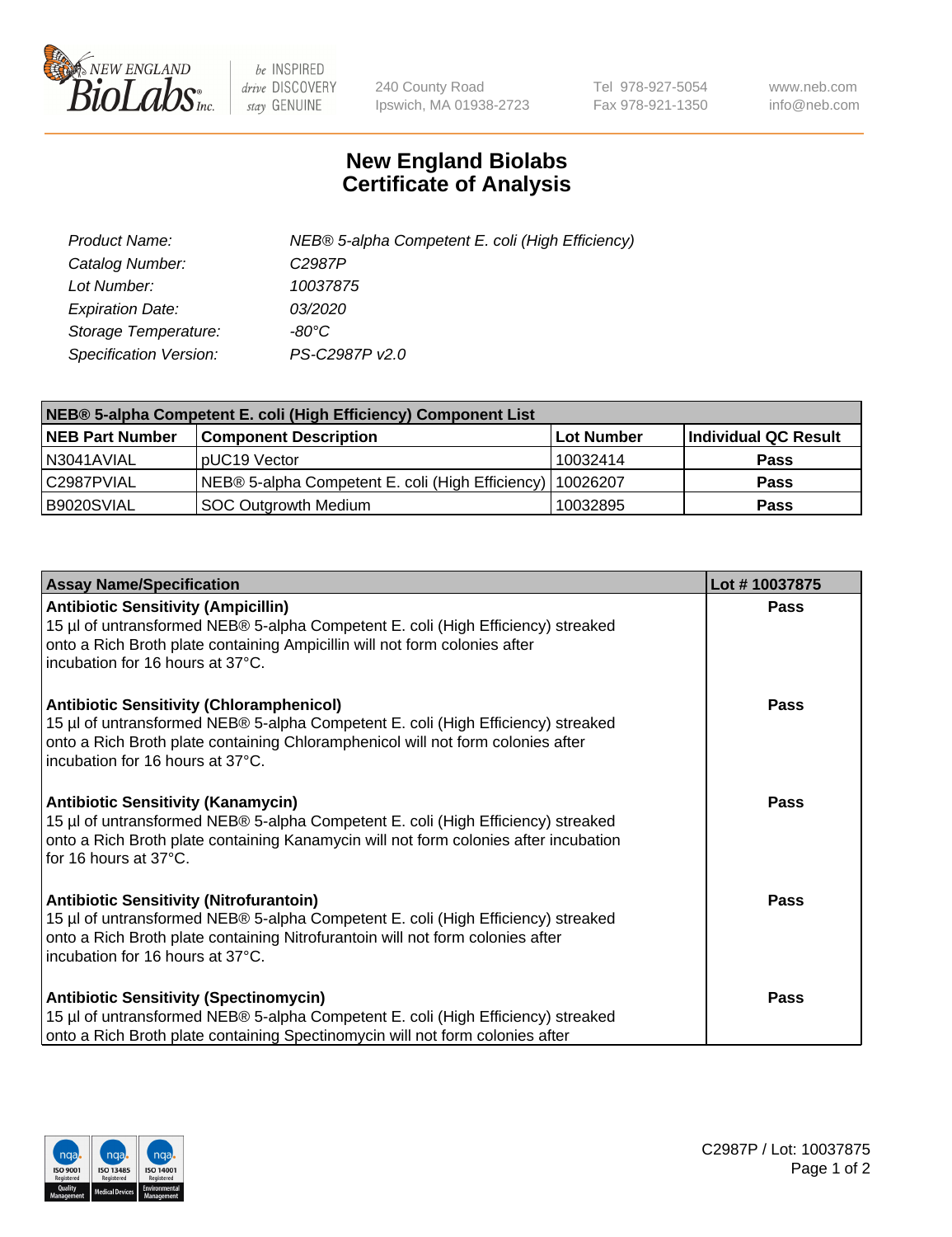240 County Road
Ipswich, MA 01938-2723

Tel 978-927-5054
Fax 978-921-1350

www.neb.com
info@neb.com

# New England Biolabs
# Certificate of Analysis

| | |
|---|---|
| *Product Name:* | *NEB® 5-alpha Competent E. coli (High Efficiency)* |
| *Catalog Number:* | *C2987P* |
| *Lot Number:* | *10037875* |
| *Expiration Date:* | *03/2020* |
| *Storage Temperature:* | *-80°C* |
| *Specification Version:* | *PS-C2987P v2.0* |

| NEB® 5-alpha Competent E. coli (High Efficiency) Component List | | | |
|---|---|---|---|
| **NEB Part Number** | **Component Description** | **Lot Number** | **Individual QC Result** |
| N3041AVIAL | pUC19 Vector | 10032414 | **Pass** |
| C2987PVIAL | NEB® 5-alpha Competent E. coli (High Efficiency) | 10026207 | **Pass** |
| B9020SVIAL | SOC Outgrowth Medium | 10032895 | **Pass** |

| Assay Name/Specification | Lot # 10037875 |
|---|---|
| **Antibiotic Sensitivity (Ampicillin)**<br>15 µl of untransformed NEB® 5-alpha Competent E. coli (High Efficiency) streaked onto a Rich Broth plate containing Ampicillin will not form colonies after incubation for 16 hours at 37°C. | **Pass** |
| **Antibiotic Sensitivity (Chloramphenicol)**<br>15 µl of untransformed NEB® 5-alpha Competent E. coli (High Efficiency) streaked onto a Rich Broth plate containing Chloramphenicol will not form colonies after incubation for 16 hours at 37°C. | **Pass** |
| **Antibiotic Sensitivity (Kanamycin)**<br>15 µl of untransformed NEB® 5-alpha Competent E. coli (High Efficiency) streaked onto a Rich Broth plate containing Kanamycin will not form colonies after incubation for 16 hours at 37°C. | **Pass** |
| **Antibiotic Sensitivity (Nitrofurantoin)**<br>15 µl of untransformed NEB® 5-alpha Competent E. coli (High Efficiency) streaked onto a Rich Broth plate containing Nitrofurantoin will not form colonies after incubation for 16 hours at 37°C. | **Pass** |
| **Antibiotic Sensitivity (Spectinomycin)**<br>15 µl of untransformed NEB® 5-alpha Competent E. coli (High Efficiency) streaked onto a Rich Broth plate containing Spectinomycin will not form colonies after | **Pass** |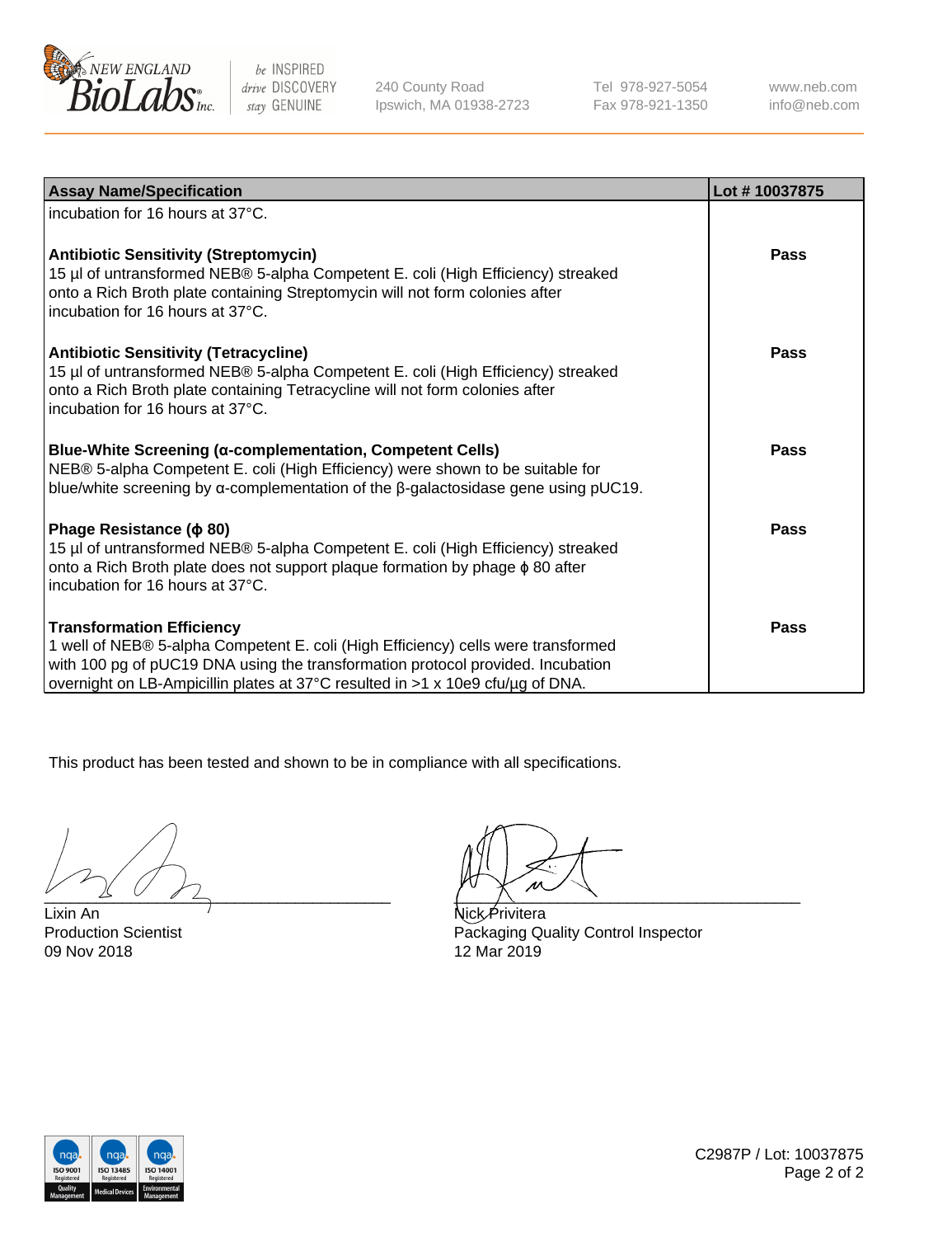| Assay Name/Specification | Lot # 10037875 |
|---|---|
| incubation for 16 hours at 37°C. | |
| **Antibiotic Sensitivity (Streptomycin)**<br>15 µl of untransformed NEB® 5-alpha Competent E. coli (High Efficiency) streaked onto a Rich Broth plate containing Streptomycin will not form colonies after incubation for 16 hours at 37°C. | **Pass** |
| **Antibiotic Sensitivity (Tetracycline)**<br>15 µl of untransformed NEB® 5-alpha Competent E. coli (High Efficiency) streaked onto a Rich Broth plate containing Tetracycline will not form colonies after incubation for 16 hours at 37°C. | **Pass** |
| **Blue-White Screening (α-complementation, Competent Cells)**<br>NEB® 5-alpha Competent E. coli (High Efficiency) were shown to be suitable for blue/white screening by α-complementation of the β-galactosidase gene using pUC19. | **Pass** |
| **Phage Resistance (ϕ 80)**<br>15 µl of untransformed NEB® 5-alpha Competent E. coli (High Efficiency) streaked onto a Rich Broth plate does not support plaque formation by phage ϕ 80 after incubation for 16 hours at 37°C. | **Pass** |
| **Transformation Efficiency**<br>1 well of NEB® 5-alpha Competent E. coli (High Efficiency) cells were transformed with 100 pg of pUC19 DNA using the transformation protocol provided. Incubation overnight on LB-Ampicillin plates at 37°C resulted in >1 x 10e9 cfu/µg of DNA. | **Pass** |

This product has been tested and shown to be in compliance with all specifications.

Lixin An
Production Scientist
09 Nov 2018

Nick Privitera
Packaging Quality Control Inspector
12 Mar 2019

C2987P / Lot: 10037875